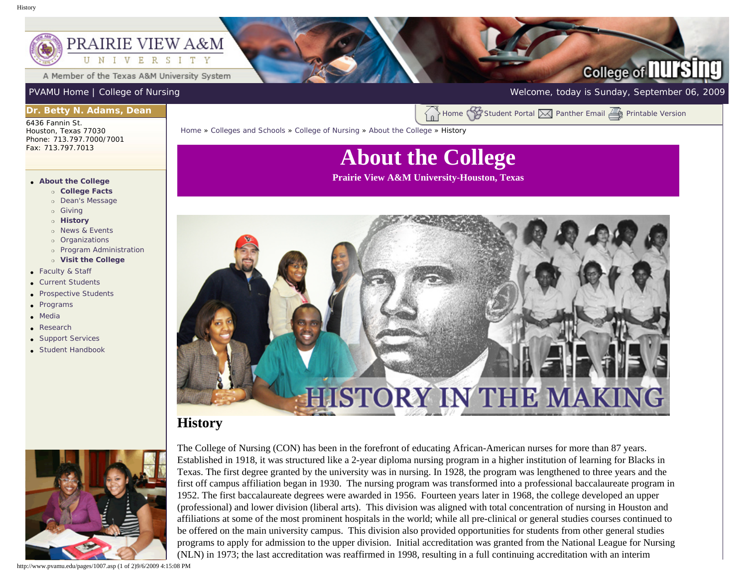PRAIRIE VIEW A&M UNIVERSITY

A Member of the Texas A&M University System

College of nursing

PVAMU Home | College of Nursing

Welcome, today is Sunday, September 06, 2009

**Dr. Betty N. Adams, Dean**

6436 Fannin St.
Houston, Texas 77030
Phone: 713.797.7000/7001
Fax: 713.797.7013

- **About the College**
  - **College Facts**
  - Dean's Message
  - Giving
  - **History**
  - News & Events
  - Organizations
  - Program Administration
  - **Visit the College**
- Faculty & Staff
- Current Students
- Prospective Students
- Programs
- Media
- Research
- Support Services
- Student Handbook

Home | Student Portal | Panther Email | Printable Version

Home » Colleges and Schools » College of Nursing » About the College » History

# About the College

**Prairie View A&M University-Houston, Texas**

HISTORY IN THE MAKING

## History

The College of Nursing (CON) has been in the forefront of educating African-American nurses for more than 87 years. Established in 1918, it was structured like a 2-year diploma nursing program in a higher institution of learning for Blacks in Texas. The first degree granted by the university was in nursing. In 1928, the program was lengthened to three years and the first off campus affiliation began in 1930. The nursing program was transformed into a professional baccalaureate program in 1952. The first baccalaureate degrees were awarded in 1956. Fourteen years later in 1968, the college developed an upper (professional) and lower division (liberal arts). This division was aligned with total concentration of nursing in Houston and affiliations at some of the most prominent hospitals in the world; while all pre-clinical or general studies courses continued to be offered on the main university campus. This division also provided opportunities for students from other general studies programs to apply for admission to the upper division. Initial accreditation was granted from the National League for Nursing (NLN) in 1973; the last accreditation was reaffirmed in 1998, resulting in a full continuing accreditation with an interim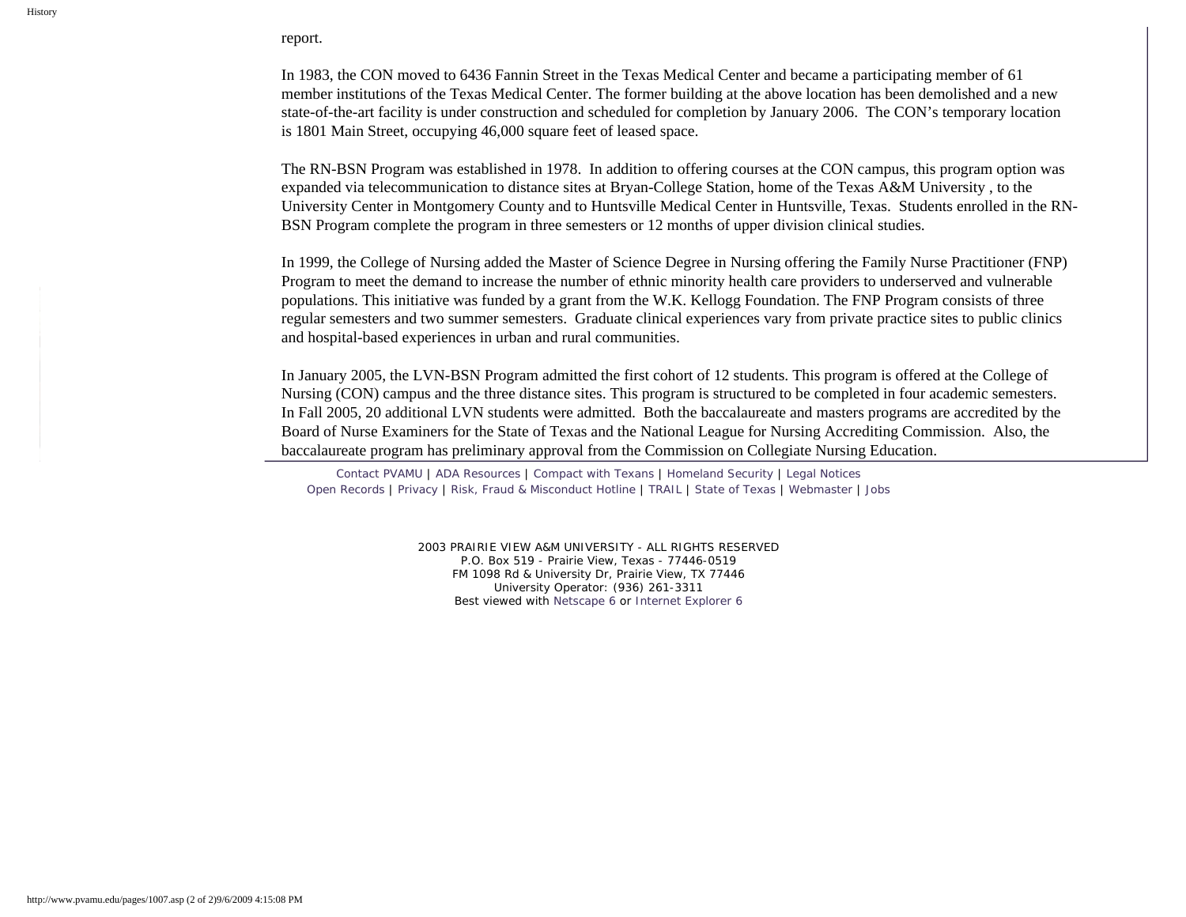report.

In 1983, the CON moved to 6436 Fannin Street in the Texas Medical Center and became a participating member of 61 member institutions of the Texas Medical Center. The former building at the above location has been demolished and a new state-of-the-art facility is under construction and scheduled for completion by January 2006. The CON's temporary location is 1801 Main Street, occupying 46,000 square feet of leased space.

The RN-BSN Program was established in 1978. In addition to offering courses at the CON campus, this program option was expanded via telecommunication to distance sites at Bryan-College Station, home of the Texas A&M University , to the University Center in Montgomery County and to Huntsville Medical Center in Huntsville, Texas. Students enrolled in the RN-BSN Program complete the program in three semesters or 12 months of upper division clinical studies.

In 1999, the College of Nursing added the Master of Science Degree in Nursing offering the Family Nurse Practitioner (FNP) Program to meet the demand to increase the number of ethnic minority health care providers to underserved and vulnerable populations. This initiative was funded by a grant from the W.K. Kellogg Foundation. The FNP Program consists of three regular semesters and two summer semesters. Graduate clinical experiences vary from private practice sites to public clinics and hospital-based experiences in urban and rural communities.

In January 2005, the LVN-BSN Program admitted the first cohort of 12 students. This program is offered at the College of Nursing (CON) campus and the three distance sites. This program is structured to be completed in four academic semesters. In Fall 2005, 20 additional LVN students were admitted. Both the baccalaureate and masters programs are accredited by the Board of Nurse Examiners for the State of Texas and the National League for Nursing Accrediting Commission. Also, the baccalaureate program has preliminary approval from the Commission on Collegiate Nursing Education.

Contact PVAMU | ADA Resources | Compact with Texans | Homeland Security | Legal Notices
Open Records | Privacy | Risk, Fraud & Misconduct Hotline | TRAIL | State of Texas | Webmaster | Jobs

2003 PRAIRIE VIEW A&M UNIVERSITY - ALL RIGHTS RESERVED
P.O. Box 519 - Prairie View, Texas - 77446-0519
FM 1098 Rd & University Dr, Prairie View, TX 77446
University Operator: (936) 261-3311
Best viewed with Netscape 6 or Internet Explorer 6